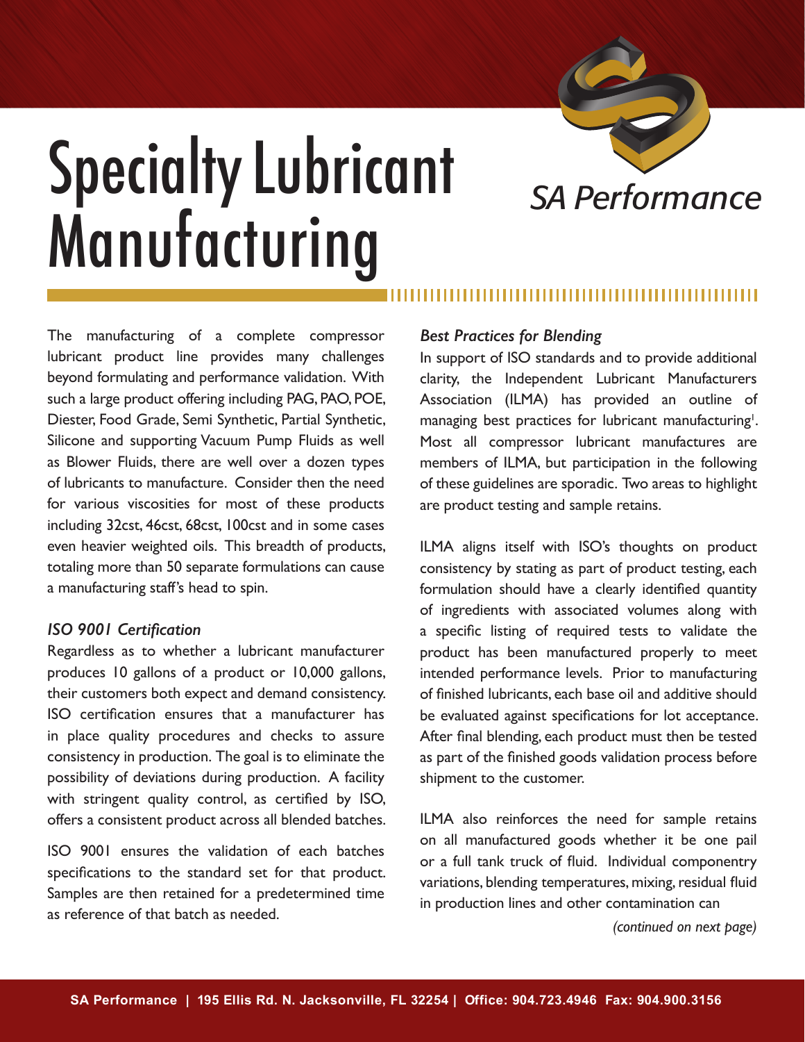# Specialty Lubricant Manufacturing

SA Performance

The manufacturing of a complete compressor lubricant product line provides many challenges beyond formulating and performance validation. With such a large product offering including PAG, PAO, POE, Diester, Food Grade, Semi Synthetic, Partial Synthetic, Silicone and supporting Vacuum Pump Fluids as well as Blower Fluids, there are well over a dozen types of lubricants to manufacture. Consider then the need for various viscosities for most of these products including 32cst, 46cst, 68cst, 100cst and in some cases even heavier weighted oils. This breadth of products, totaling more than 50 separate formulations can cause a manufacturing staff's head to spin.

### *ISO 9001 Certification*

Regardless as to whether a lubricant manufacturer produces 10 gallons of a product or 10,000 gallons, their customers both expect and demand consistency. ISO certification ensures that a manufacturer has in place quality procedures and checks to assure consistency in production. The goal is to eliminate the possibility of deviations during production. A facility with stringent quality control, as certified by ISO, offers a consistent product across all blended batches.

ISO 9001 ensures the validation of each batches specifications to the standard set for that product. Samples are then retained for a predetermined time as reference of that batch as needed.

### *Best Practices for Blending*

In support of ISO standards and to provide additional clarity, the Independent Lubricant Manufacturers Association (ILMA) has provided an outline of managing best practices for lubricant manufacturing[1]. Most all compressor lubricant manufactures are members of ILMA, but participation in the following of these guidelines are sporadic. Two areas to highlight are product testing and sample retains.

ILMA aligns itself with ISO's thoughts on product consistency by stating as part of product testing, each formulation should have a clearly identified quantity of ingredients with associated volumes along with a specific listing of required tests to validate the product has been manufactured properly to meet intended performance levels. Prior to manufacturing of finished lubricants, each base oil and additive should be evaluated against specifications for lot acceptance. After final blending, each product must then be tested as part of the finished goods validation process before shipment to the customer.

ILMA also reinforces the need for sample retains on all manufactured goods whether it be one pail or a full tank truck of fluid. Individual componentry variations, blending temperatures, mixing, residual fluid in production lines and other contamination can

*(continued on next page)*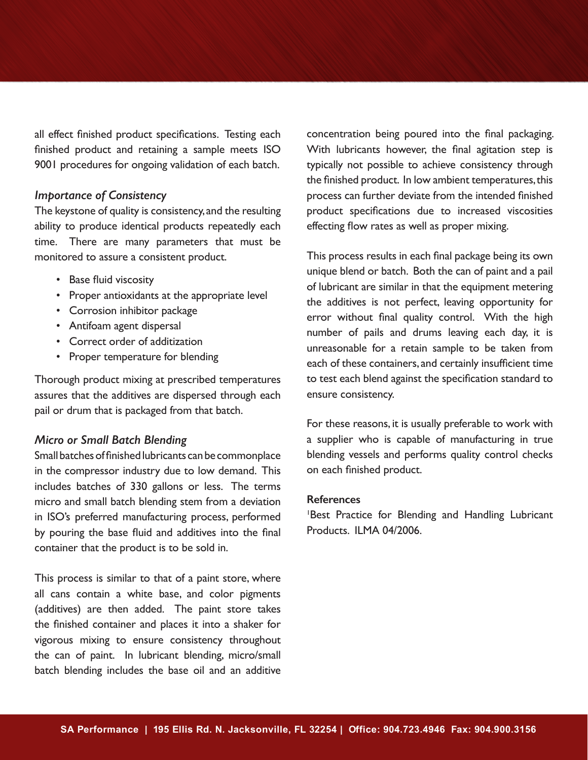all effect finished product specifications. Testing each finished product and retaining a sample meets ISO 9001 procedures for ongoing validation of each batch.

### *Importance of Consistency*

The keystone of quality is consistency, and the resulting ability to produce identical products repeatedly each time. There are many parameters that must be monitored to assure a consistent product.

- Base fluid viscosity
- Proper antioxidants at the appropriate level
- Corrosion inhibitor package
- Antifoam agent dispersal
- Correct order of additization
- Proper temperature for blending

Thorough product mixing at prescribed temperatures assures that the additives are dispersed through each pail or drum that is packaged from that batch.

### *Micro or Small Batch Blending*

Small batches of finished lubricants can be commonplace in the compressor industry due to low demand. This includes batches of 330 gallons or less. The terms micro and small batch blending stem from a deviation in ISO's preferred manufacturing process, performed by pouring the base fluid and additives into the final container that the product is to be sold in.

This process is similar to that of a paint store, where all cans contain a white base, and color pigments (additives) are then added. The paint store takes the finished container and places it into a shaker for vigorous mixing to ensure consistency throughout the can of paint. In lubricant blending, micro/small batch blending includes the base oil and an additive concentration being poured into the final packaging. With lubricants however, the final agitation step is typically not possible to achieve consistency through the finished product. In low ambient temperatures, this process can further deviate from the intended finished product specifications due to increased viscosities effecting flow rates as well as proper mixing.

This process results in each final package being its own unique blend or batch. Both the can of paint and a pail of lubricant are similar in that the equipment metering the additives is not perfect, leaving opportunity for error without final quality control. With the high number of pails and drums leaving each day, it is unreasonable for a retain sample to be taken from each of these containers, and certainly insufficient time to test each blend against the specification standard to ensure consistency.

For these reasons, it is usually preferable to work with a supplier who is capable of manufacturing in true blending vessels and performs quality control checks on each finished product.

**References**

[1]Best Practice for Blending and Handling Lubricant Products. ILMA 04/2006.

SA Performance | 195 Ellis Rd. N. Jacksonville, FL 32254 | Office: 904.723.4946 Fax: 904.900.3156